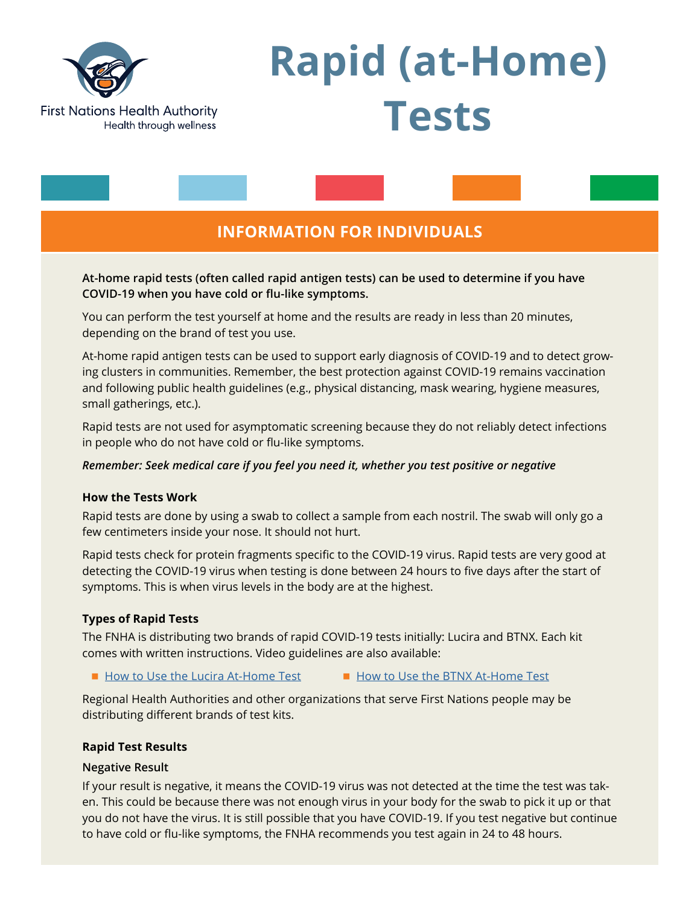First Nations Health Authority
Health through wellness

# Rapid (at-Home) Tests

## INFORMATION FOR INDIVIDUALS

**At-home rapid tests (often called rapid antigen tests) can be used to determine if you have COVID-19 when you have cold or flu-like symptoms.**

You can perform the test yourself at home and the results are ready in less than 20 minutes, depending on the brand of test you use.

At-home rapid antigen tests can be used to support early diagnosis of COVID-19 and to detect growing clusters in communities. Remember, the best protection against COVID-19 remains vaccination and following public health guidelines (e.g., physical distancing, mask wearing, hygiene measures, small gatherings, etc.).

Rapid tests are not used for asymptomatic screening because they do not reliably detect infections in people who do not have cold or flu-like symptoms.

***Remember: Seek medical care if you feel you need it, whether you test positive or negative***

### How the Tests Work

Rapid tests are done by using a swab to collect a sample from each nostril. The swab will only go a few centimeters inside your nose. It should not hurt.

Rapid tests check for protein fragments specific to the COVID-19 virus. Rapid tests are very good at detecting the COVID-19 virus when testing is done between 24 hours to five days after the start of symptoms. This is when virus levels in the body are at the highest.

### Types of Rapid Tests

The FNHA is distributing two brands of rapid COVID-19 tests initially: Lucira and BTNX. Each kit comes with written instructions. Video guidelines are also available:

- How to Use the Lucira At-Home Test
- How to Use the BTNX At-Home Test

Regional Health Authorities and other organizations that serve First Nations people may be distributing different brands of test kits.

### Rapid Test Results

#### Negative Result

If your result is negative, it means the COVID-19 virus was not detected at the time the test was taken. This could be because there was not enough virus in your body for the swab to pick it up or that you do not have the virus. It is still possible that you have COVID-19. If you test negative but continue to have cold or flu-like symptoms, the FNHA recommends you test again in 24 to 48 hours.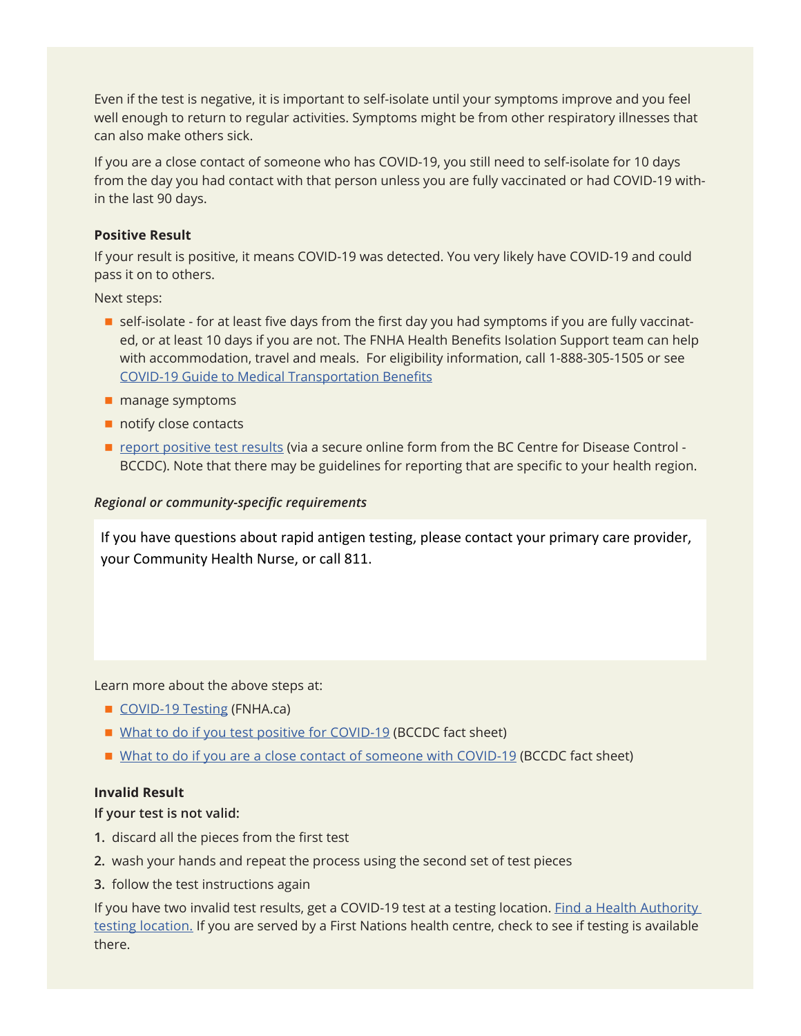Even if the test is negative, it is important to self-isolate until your symptoms improve and you feel well enough to return to regular activities. Symptoms might be from other respiratory illnesses that can also make others sick.

If you are a close contact of someone who has COVID-19, you still need to self-isolate for 10 days from the day you had contact with that person unless you are fully vaccinated or had COVID-19 within the last 90 days.

**Positive Result**

If your result is positive, it means COVID-19 was detected. You very likely have COVID-19 and could pass it on to others.

Next steps:

- self-isolate - for at least five days from the first day you had symptoms if you are fully vaccinated, or at least 10 days if you are not. The FNHA Health Benefits Isolation Support team can help with accommodation, travel and meals. For eligibility information, call 1-888-305-1505 or see [COVID-19 Guide to Medical Transportation Benefits]
- manage symptoms
- notify close contacts
- [report positive test results] (via a secure online form from the BC Centre for Disease Control - BCCDC). Note that there may be guidelines for reporting that are specific to your health region.

***Regional or community-specific requirements***

If you have questions about rapid antigen testing, please contact your primary care provider, your Community Health Nurse, or call 811.

Learn more about the above steps at:

- [COVID-19 Testing] (FNHA.ca)
- [What to do if you test positive for COVID-19] (BCCDC fact sheet)
- [What to do if you are a close contact of someone with COVID-19] (BCCDC fact sheet)

**Invalid Result**

**If your test is not valid:**

1. discard all the pieces from the first test
2. wash your hands and repeat the process using the second set of test pieces
3. follow the test instructions again

If you have two invalid test results, get a COVID-19 test at a testing location. [Find a Health Authority testing location.] If you are served by a First Nations health centre, check to see if testing is available there.